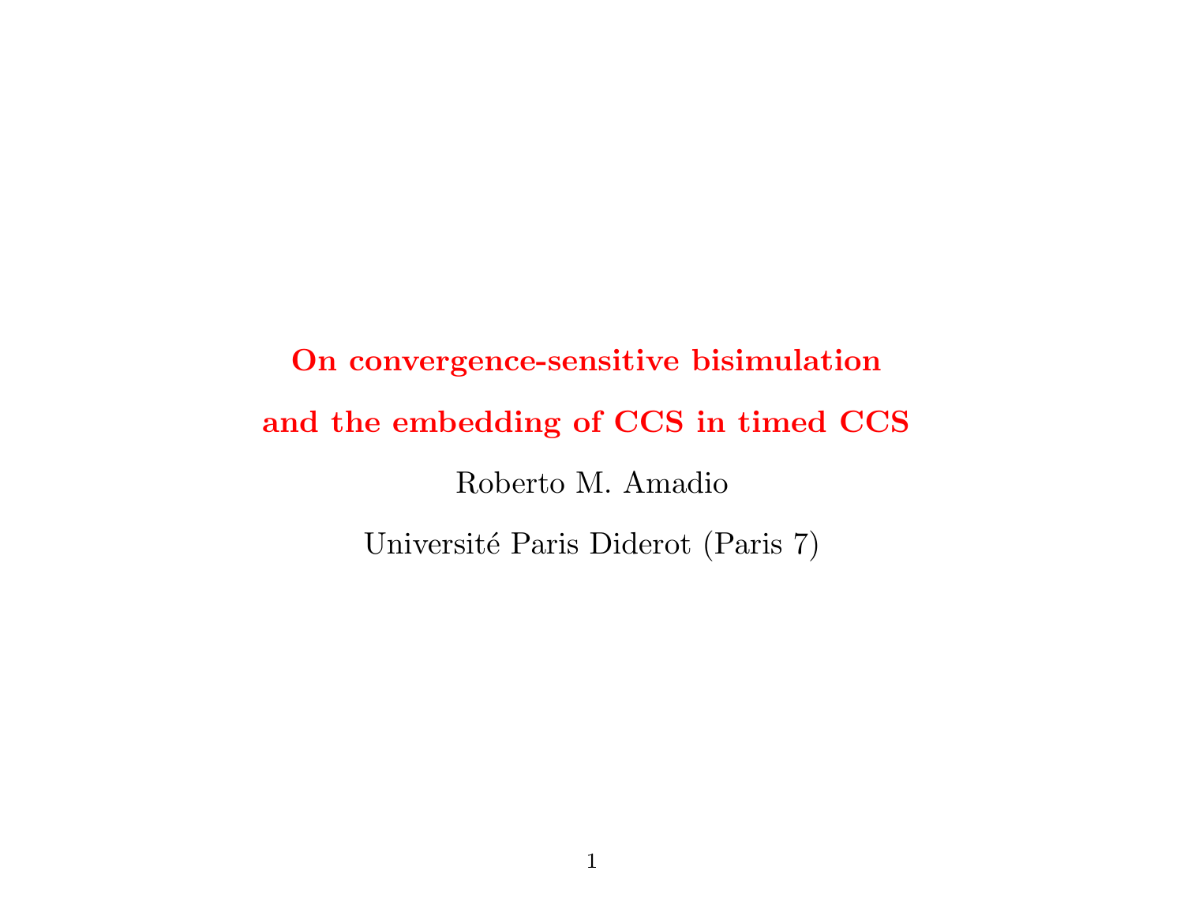# On convergence-sensitive bisimulation and the embedding of CCS in timed CCS

Roberto M. Amadio

Université Paris Diderot (Paris 7)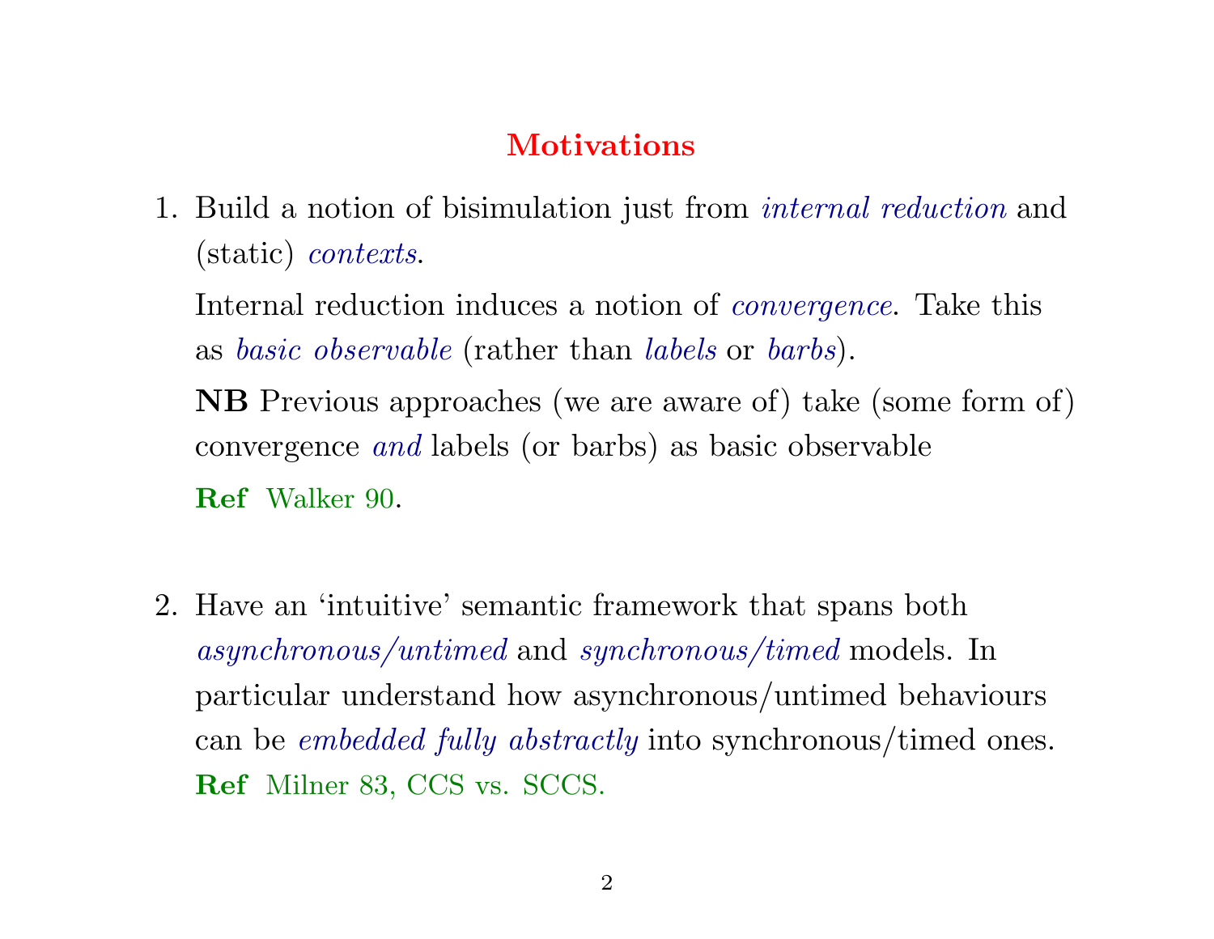## Motivations

1. Build a notion of bisimulation just from *internal reduction* and (static) *contexts*.

   Internal reduction induces a notion of *convergence*. Take this as *basic observable* (rather than *labels* or *barbs*).

   **NB** Previous approaches (we are aware of) take (some form of) convergence *and* labels (or barbs) as basic observable

   **Ref** Walker 90.

2. Have an 'intuitive' semantic framework that spans both *asynchronous/untimed* and *synchronous/timed* models. In particular understand how asynchronous/untimed behaviours can be *embedded fully abstractly* into synchronous/timed ones.

   **Ref** Milner 83, CCS vs. SCCS.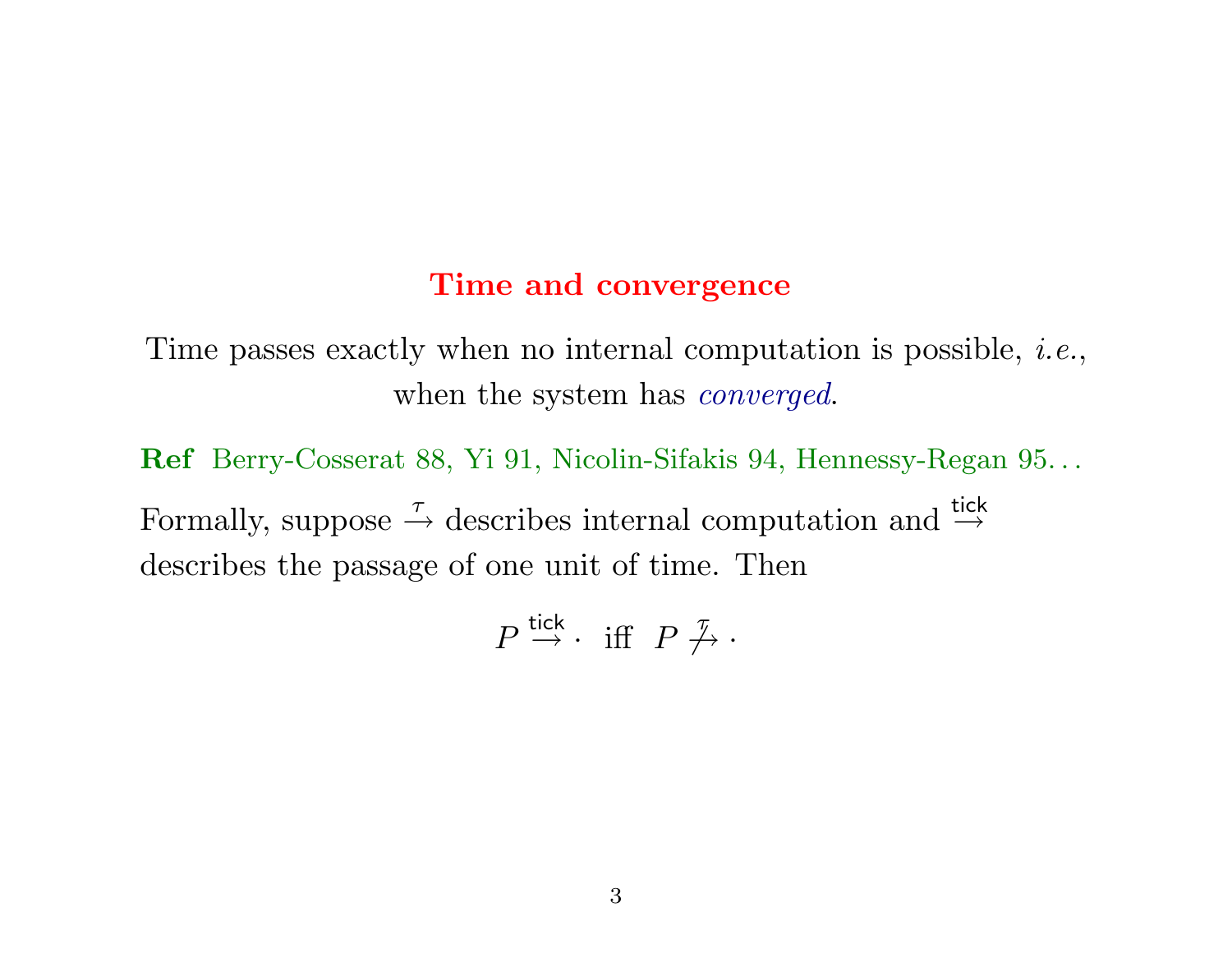# Time and convergence

Time passes exactly when no internal computation is possible, *i.e.*, when the system has *converged*.

**Ref** Berry-Cosserat 88, Yi 91, Nicolin-Sifakis 94, Hennessy-Regan 95...

Formally, suppose $\xrightarrow{\tau}$ describes internal computation and $\xrightarrow{\mathsf{tick}}$ describes the passage of one unit of time. Then

$$P \xrightarrow{\mathsf{tick}} \cdot \ \text{ iff } \ P \not\xrightarrow{\tau} \cdot$$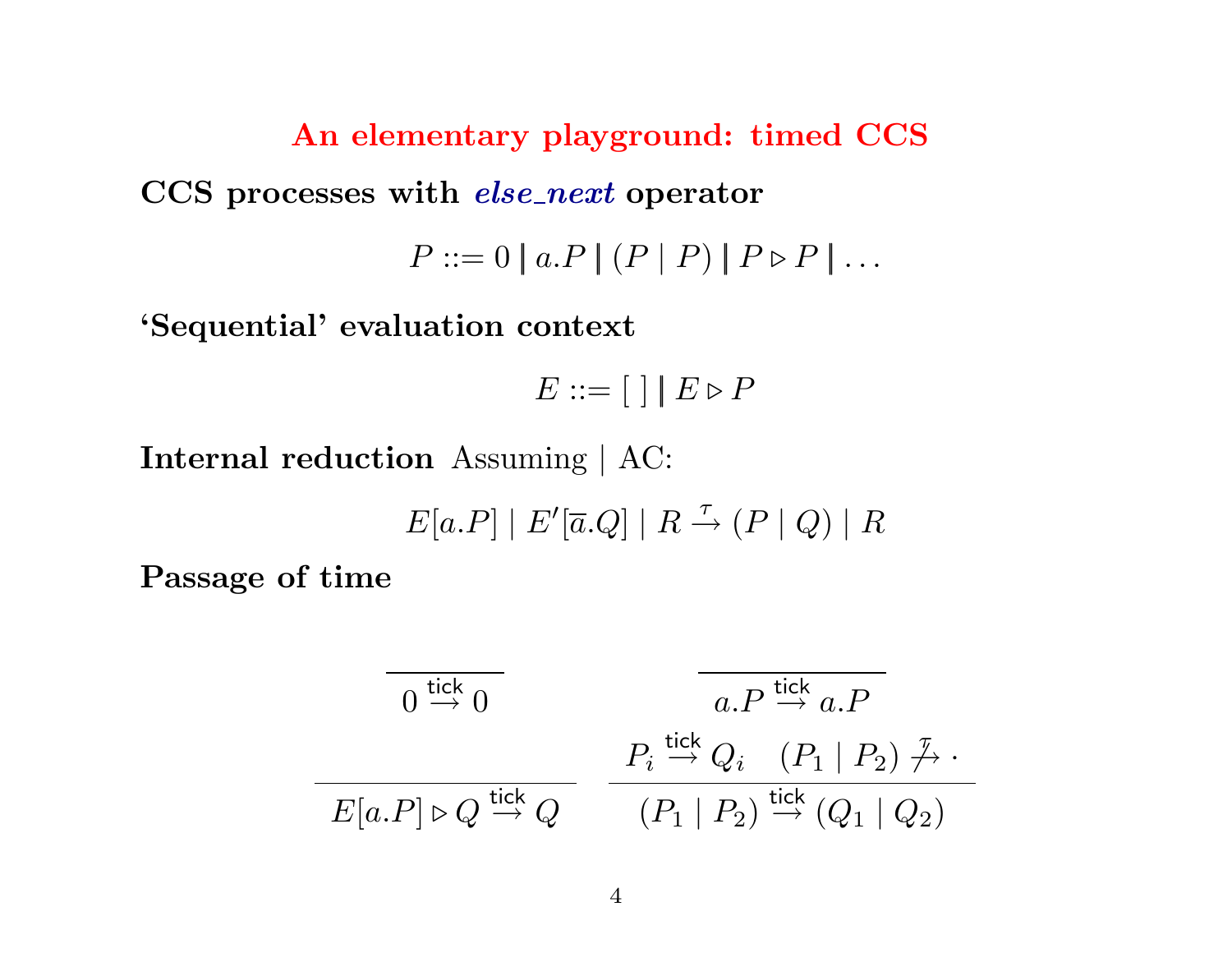# An elementary playground: timed CCS

**CCS processes with *else_next* operator**

$$P ::= 0 \parallel a.P \parallel (P \mid P) \parallel P \triangleright P \parallel \ldots$$

**'Sequential' evaluation context**

$$E ::= [\;] \parallel E \triangleright P$$

**Internal reduction** Assuming | AC:

$$E[a.P] \mid E'[\overline{a}.Q] \mid R \xrightarrow{\tau} (P \mid Q) \mid R$$

**Passage of time**

$$\frac{}{0 \xrightarrow{\mathsf{tick}} 0} \qquad \frac{}{a.P \xrightarrow{\mathsf{tick}} a.P}$$

$$\frac{}{E[a.P] \triangleright Q \xrightarrow{\mathsf{tick}} Q} \qquad \frac{P_i \xrightarrow{\mathsf{tick}} Q_i \quad (P_1 \mid P_2) \stackrel{\tau}{\not\rightarrow} \cdot}{(P_1 \mid P_2) \xrightarrow{\mathsf{tick}} (Q_1 \mid Q_2)}$$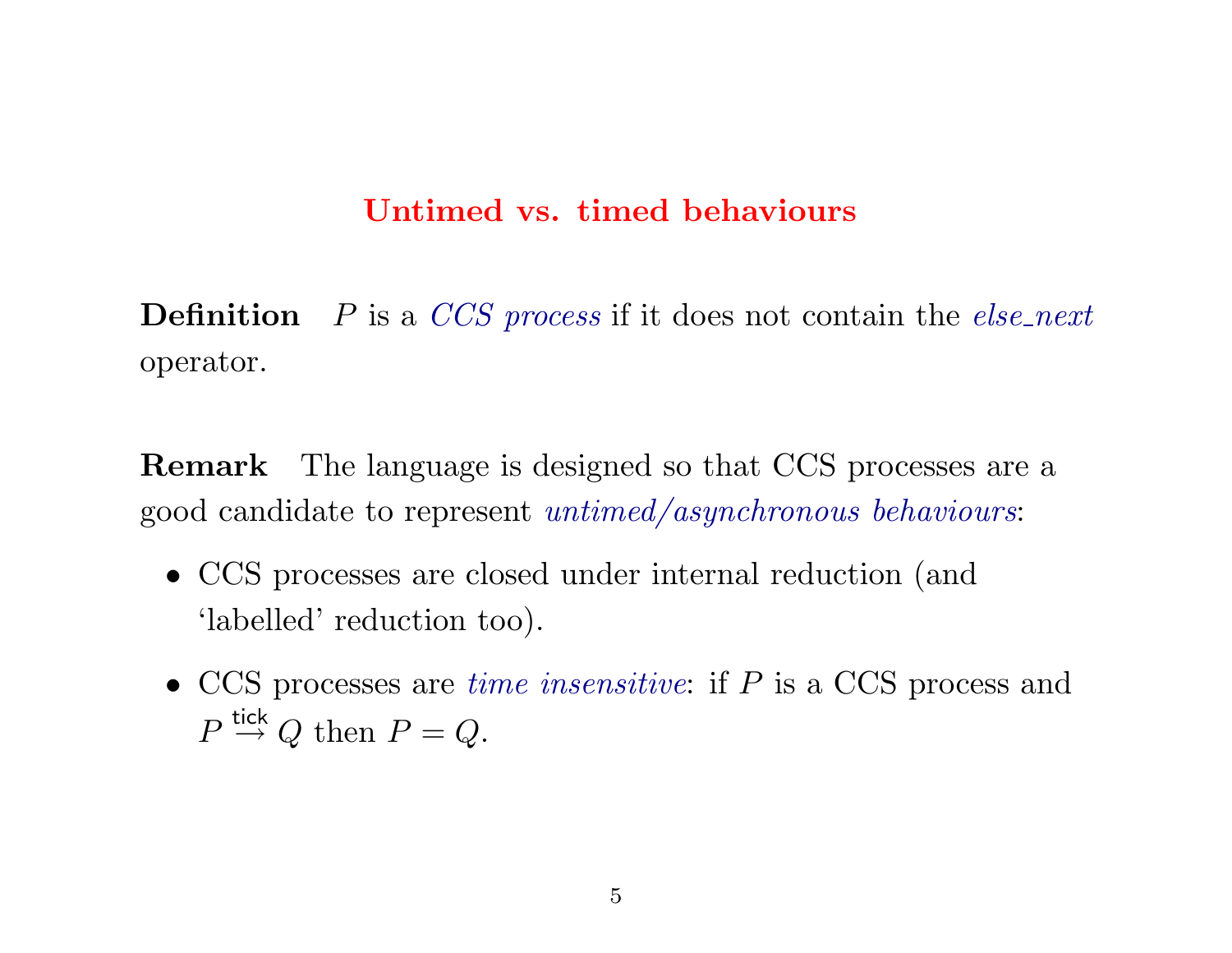## Untimed vs. timed behaviours

**Definition** $P$ is a *CCS process* if it does not contain the *else_next* operator.

**Remark** The language is designed so that CCS processes are a good candidate to represent *untimed/asynchronous behaviours*:

- CCS processes are closed under internal reduction (and 'labelled' reduction too).
- CCS processes are *time insensitive*: if $P$ is a CCS process and $P \stackrel{\mathsf{tick}}{\rightarrow} Q$ then $P = Q$.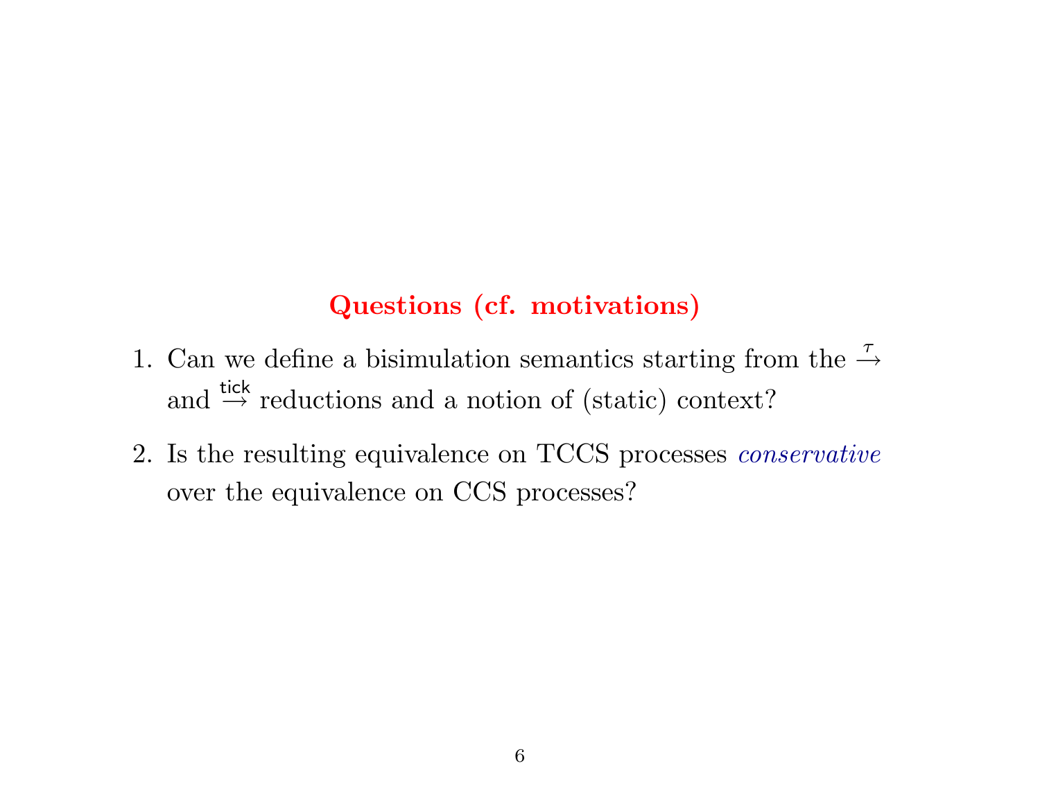## Questions (cf. motivations)

1. Can we define a bisimulation semantics starting from the $\xrightarrow{\tau}$ and $\xrightarrow{\mathsf{tick}}$ reductions and a notion of (static) context?

2. Is the resulting equivalence on TCCS processes *conservative* over the equivalence on CCS processes?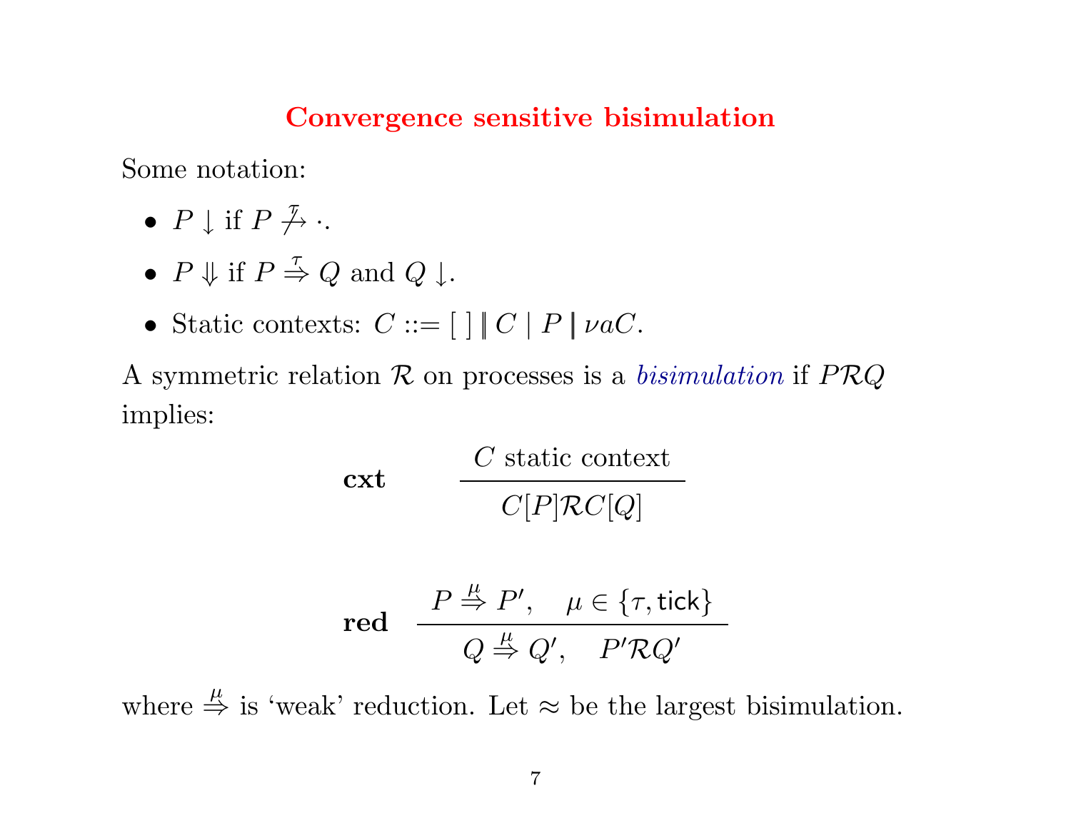## Convergence sensitive bisimulation

Some notation:

- $P \downarrow$ if $P \stackrel{\tau}{\not\to} \cdot$.
- $P \Downarrow$ if $P \stackrel{\tau}{\Rightarrow} Q$ and $Q \downarrow$.
- Static contexts: $C ::= [\ ] \parallel C \mid P \parallel \nu a C$.

A symmetric relation $\mathcal{R}$ on processes is a *bisimulation* if $P\mathcal{R}Q$ implies:

$$\textbf{cxt} \qquad \frac{C \text{ static context}}{C[P]\mathcal{R}C[Q]}$$

$$\textbf{red} \quad \frac{P \stackrel{\mu}{\Rightarrow} P', \quad \mu \in \{\tau, \mathsf{tick}\}}{Q \stackrel{\mu}{\Rightarrow} Q', \quad P'\mathcal{R}Q'}$$

where $\stackrel{\mu}{\Rightarrow}$ is 'weak' reduction. Let $\approx$ be the largest bisimulation.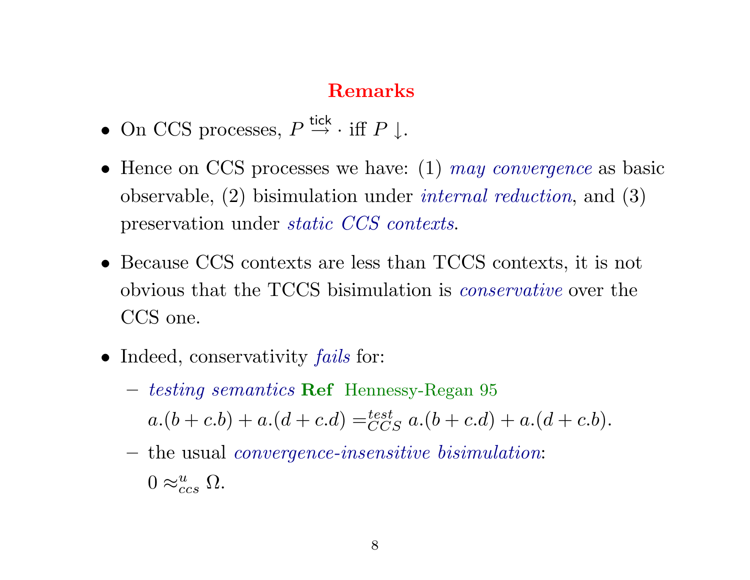# Remarks

- On CCS processes, $P \stackrel{\mathsf{tick}}{\rightarrow} \cdot$ iff $P \downarrow$.

- Hence on CCS processes we have: (1) *may convergence* as basic observable, (2) bisimulation under *internal reduction*, and (3) preservation under *static CCS contexts*.

- Because CCS contexts are less than TCCS contexts, it is not obvious that the TCCS bisimulation is *conservative* over the CCS one.

- Indeed, conservativity *fails* for:

  – *testing semantics* **Ref** Hennessy-Regan 95

    $a.(b + c.b) + a.(d + c.d) =^{test}_{CCS} a.(b + c.d) + a.(d + c.b)$.

  – the usual *convergence-insensitive bisimulation*:

    $0 \approx^{u}_{ccs} \Omega$.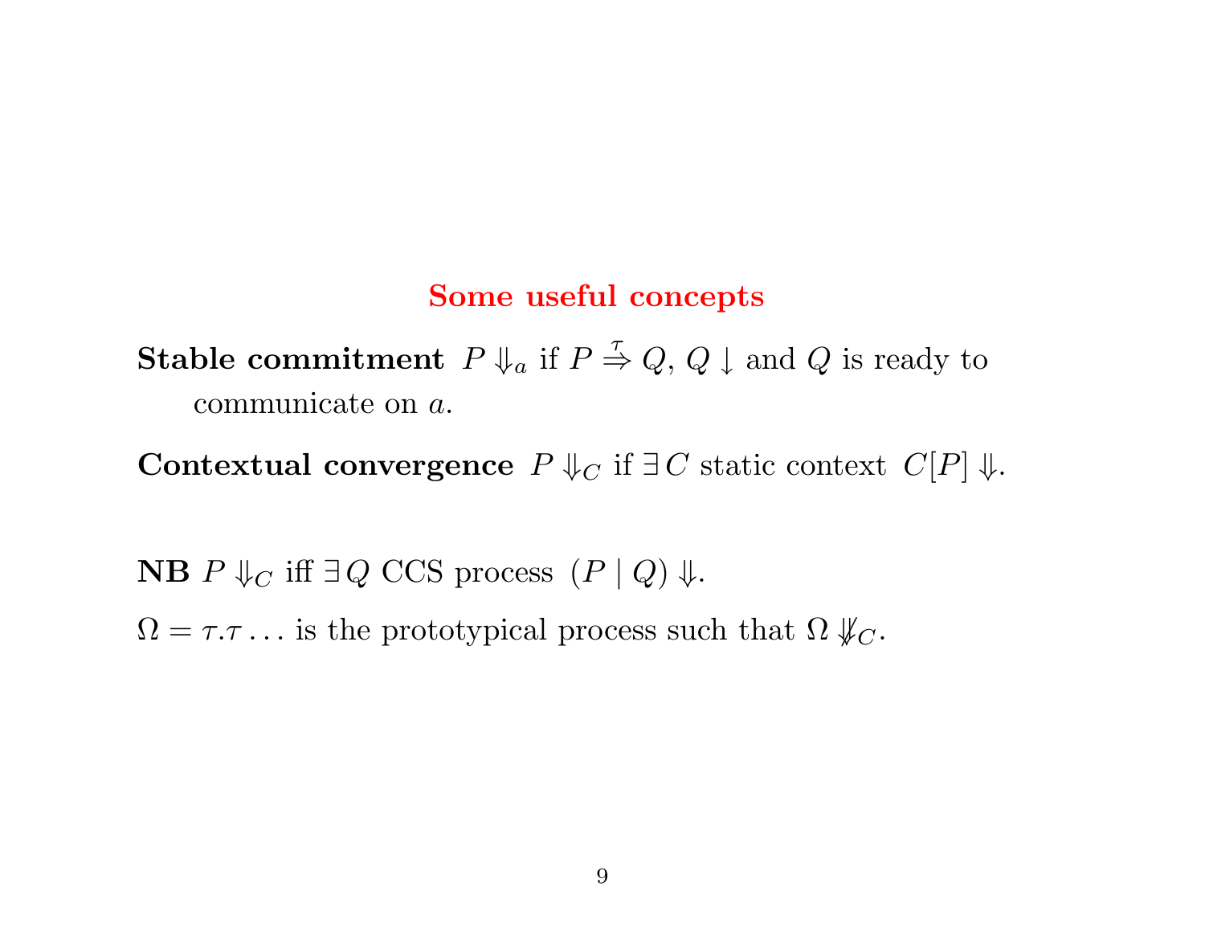# Some useful concepts

**Stable commitment** $P \Downarrow_a$ if $P \stackrel{\tau}{\Rightarrow} Q$, $Q \downarrow$ and $Q$ is ready to communicate on $a$.

**Contextual convergence** $P \Downarrow_C$ if $\exists\, C$ static context $C[P] \Downarrow$.

**NB** $P \Downarrow_C$ iff $\exists\, Q$ CCS process $(P \mid Q) \Downarrow$.

$\Omega = \tau.\tau \ldots$ is the prototypical process such that $\Omega \not\Downarrow_C$.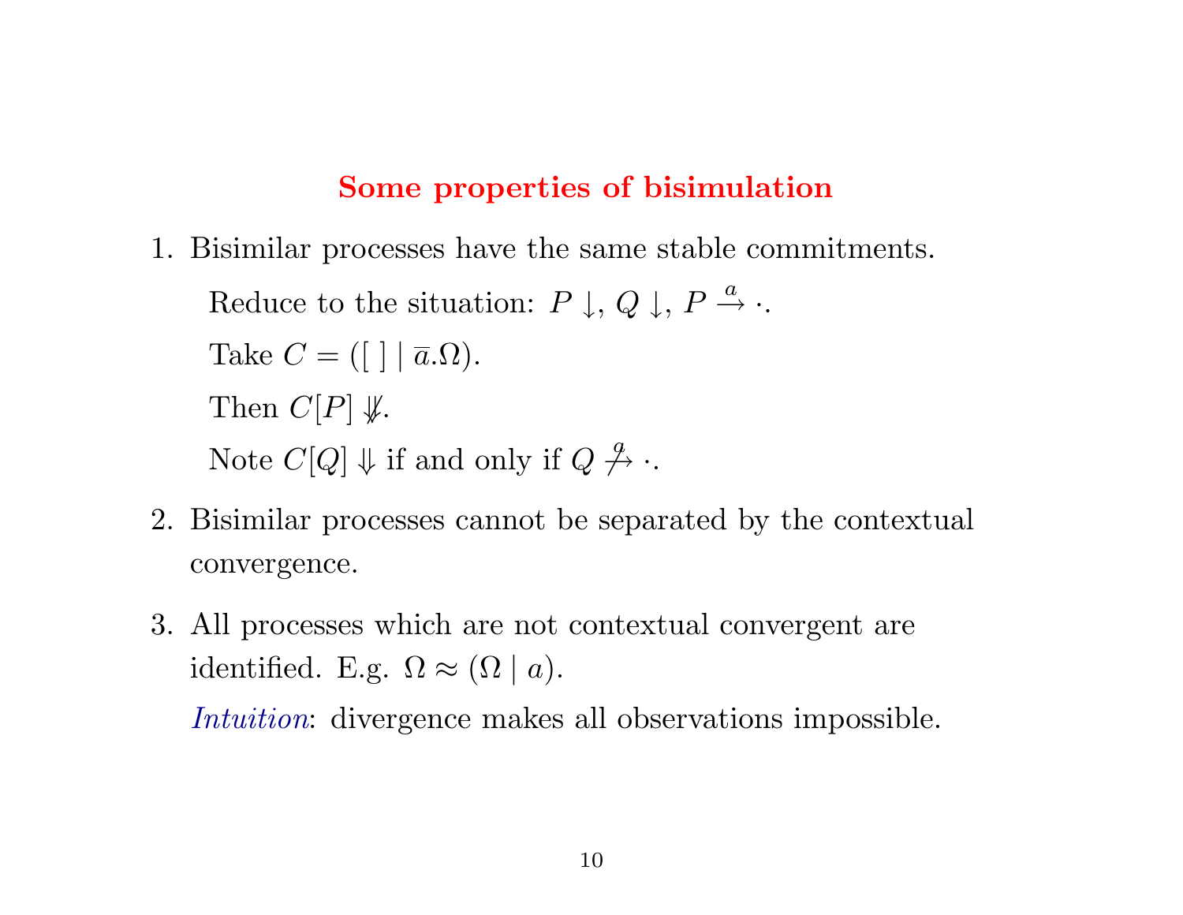## Some properties of bisimulation

1. Bisimilar processes have the same stable commitments.

   Reduce to the situation: $P \downarrow$, $Q \downarrow$, $P \xrightarrow{a} \cdot$.

   Take $C = ([\ ] \mid \overline{a}.\Omega)$.

   Then $C[P] \not\Downarrow$.

   Note $C[Q] \Downarrow$ if and only if $Q \not\xrightarrow{a} \cdot$.

2. Bisimilar processes cannot be separated by the contextual convergence.

3. All processes which are not contextual convergent are identified. E.g. $\Omega \approx (\Omega \mid a)$.

   *Intuition*: divergence makes all observations impossible.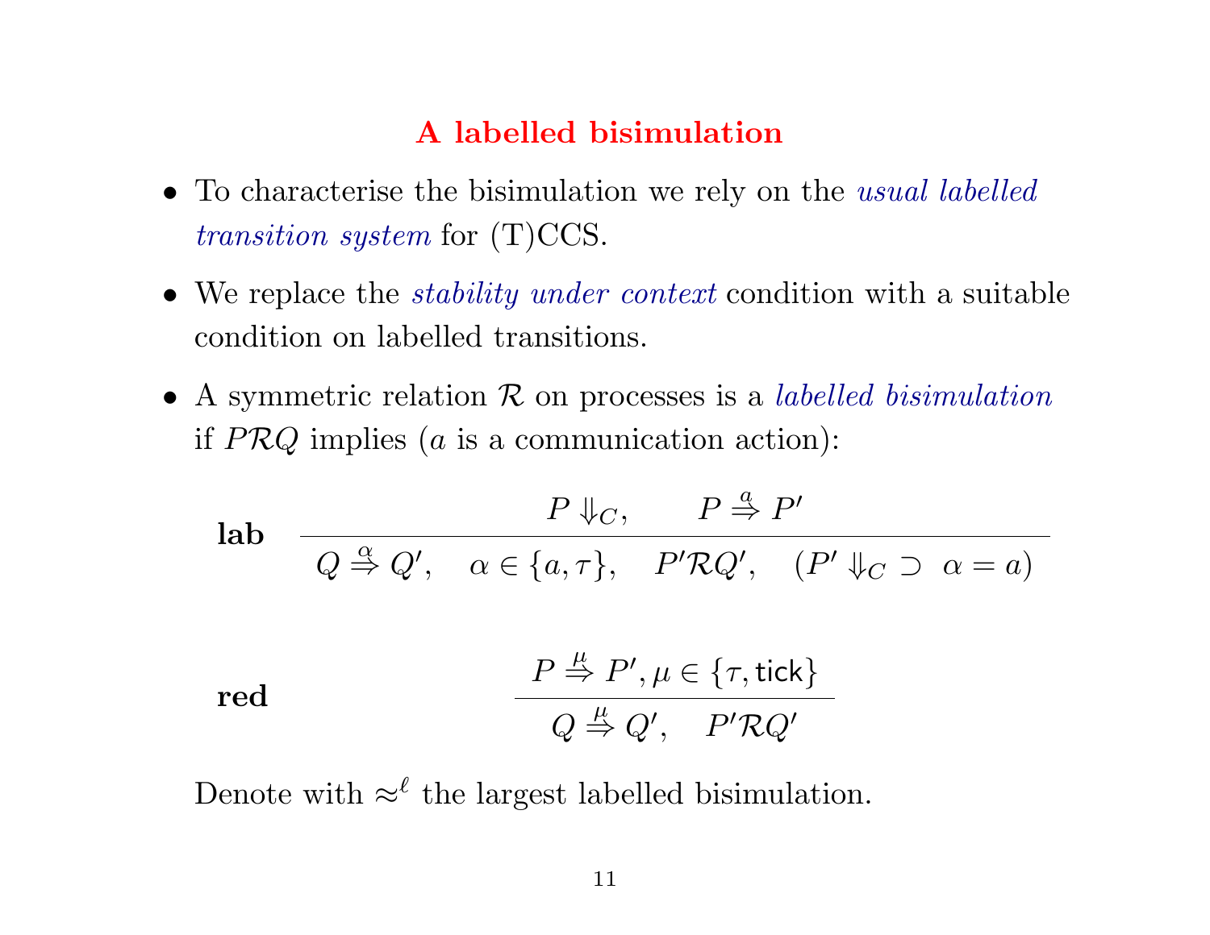# A labelled bisimulation

- To characterise the bisimulation we rely on the *usual labelled transition system* for (T)CCS.
- We replace the *stability under context* condition with a suitable condition on labelled transitions.
- A symmetric relation $\mathcal{R}$ on processes is a *labelled bisimulation* if $P\mathcal{R}Q$ implies ($a$ is a communication action):

$$\textbf{lab} \quad \frac{P \Downarrow_C, \qquad P \stackrel{a}{\Rightarrow} P'}{Q \stackrel{\alpha}{\Rightarrow} Q', \quad \alpha \in \{a, \tau\}, \quad P'\mathcal{R}Q', \quad (P' \Downarrow_C \supset \ \alpha = a)}$$

$$\textbf{red} \quad \frac{P \stackrel{\mu}{\Rightarrow} P', \mu \in \{\tau, \mathsf{tick}\}}{Q \stackrel{\mu}{\Rightarrow} Q', \quad P'\mathcal{R}Q'}$$

Denote with $\approx^{\ell}$ the largest labelled bisimulation.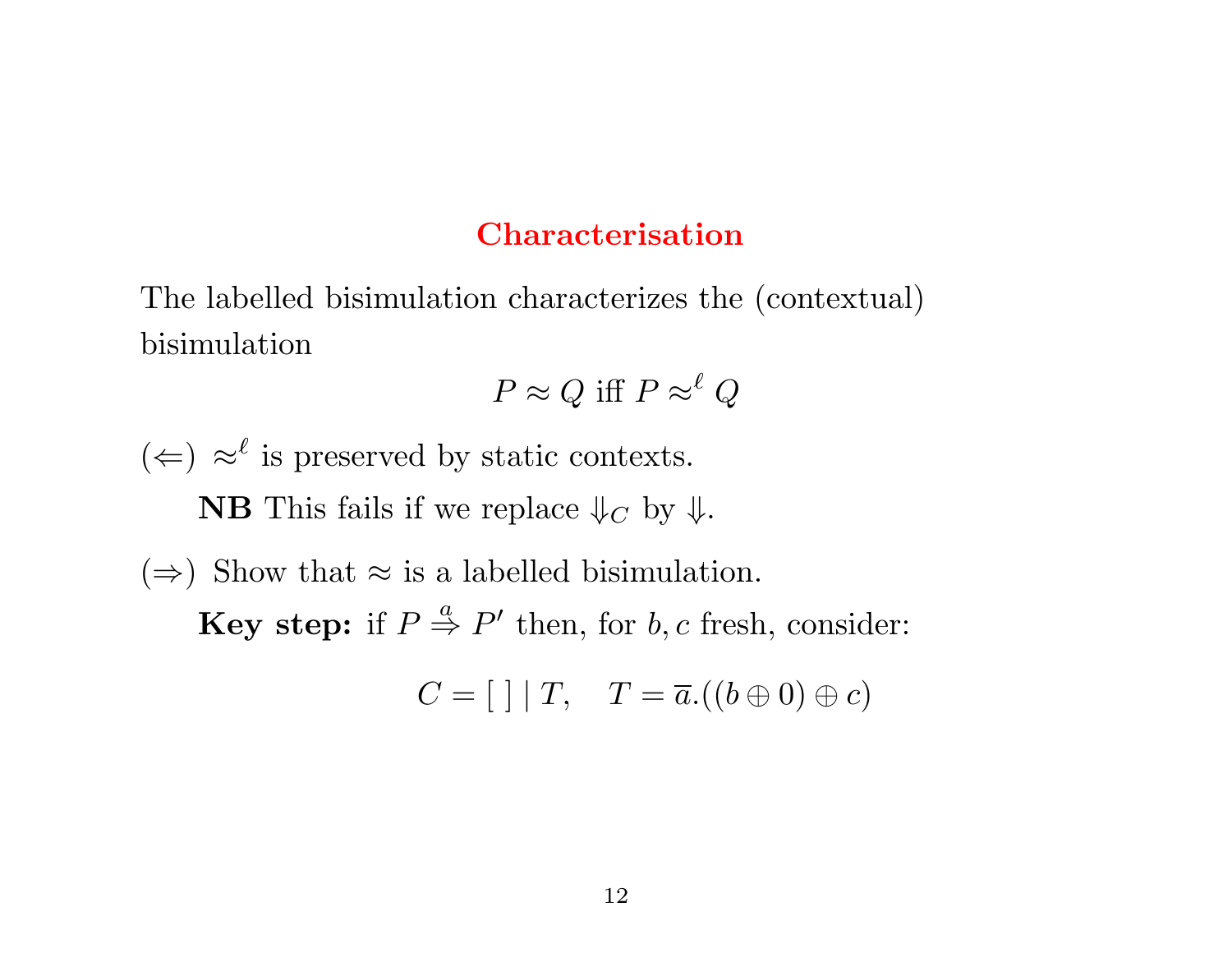# Characterisation

The labelled bisimulation characterizes the (contextual) bisimulation

$$P \approx Q \text{ iff } P \approx^{\ell} Q$$

($\Leftarrow$) $\approx^{\ell}$ is preserved by static contexts.

> **NB** This fails if we replace $\Downarrow_C$ by $\Downarrow$.

($\Rightarrow$) Show that $\approx$ is a labelled bisimulation.

> **Key step:** if $P \stackrel{a}{\Rightarrow} P'$ then, for $b, c$ fresh, consider:

$$C = [\;] \mid T, \quad T = \overline{a}.((b \oplus 0) \oplus c)$$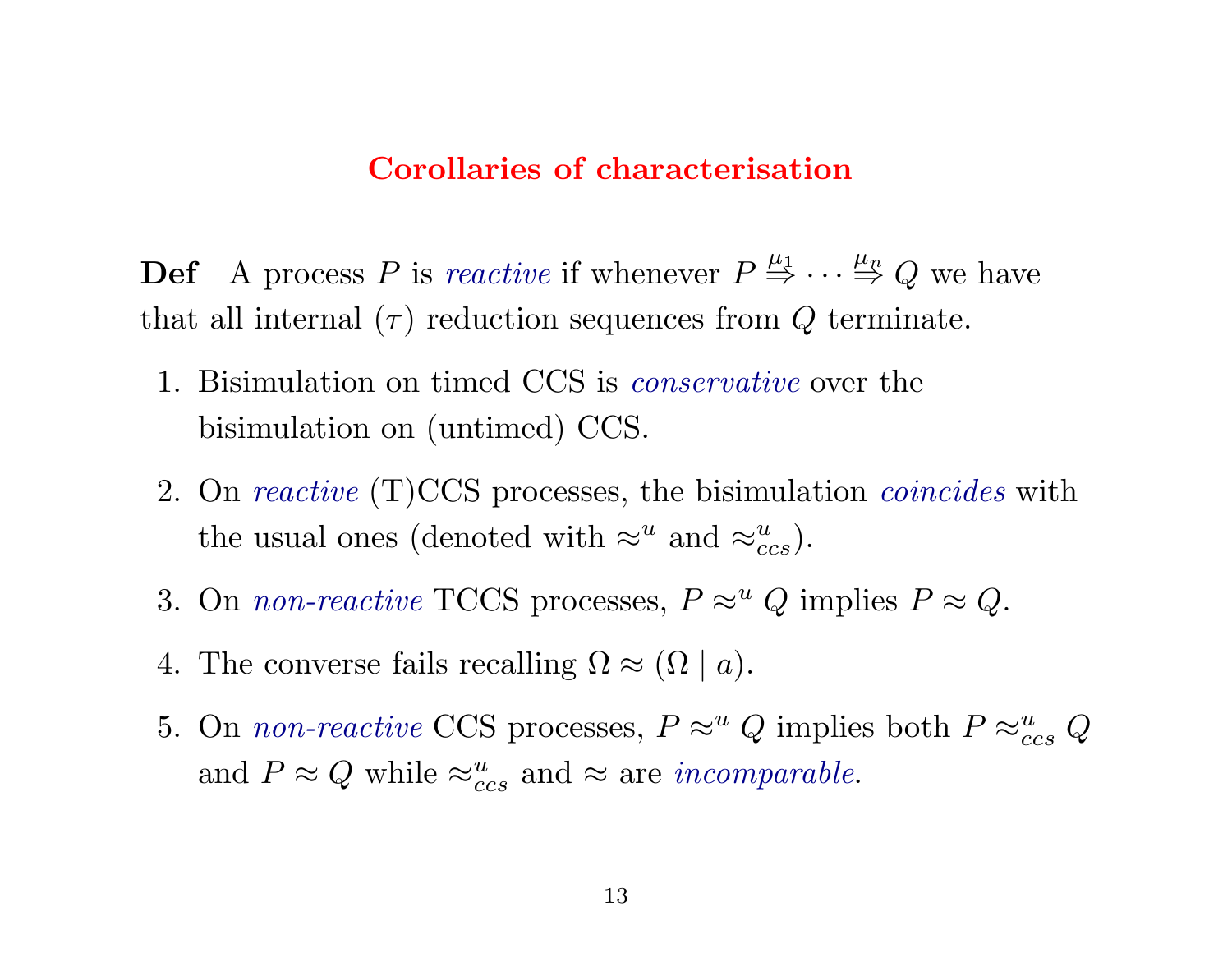# Corollaries of characterisation

**Def** A process $P$ is *reactive* if whenever $P \stackrel{\mu_1}{\Rightarrow} \cdots \stackrel{\mu_n}{\Rightarrow} Q$ we have that all internal ($\tau$) reduction sequences from $Q$ terminate.

1. Bisimulation on timed CCS is *conservative* over the bisimulation on (untimed) CCS.
2. On *reactive* (T)CCS processes, the bisimulation *coincides* with the usual ones (denoted with $\approx^u$ and $\approx^u_{ccs}$).
3. On *non-reactive* TCCS processes, $P \approx^u Q$ implies $P \approx Q$.
4. The converse fails recalling $\Omega \approx (\Omega \mid a)$.
5. On *non-reactive* CCS processes, $P \approx^u Q$ implies both $P \approx^u_{ccs} Q$ and $P \approx Q$ while $\approx^u_{ccs}$ and $\approx$ are *incomparable*.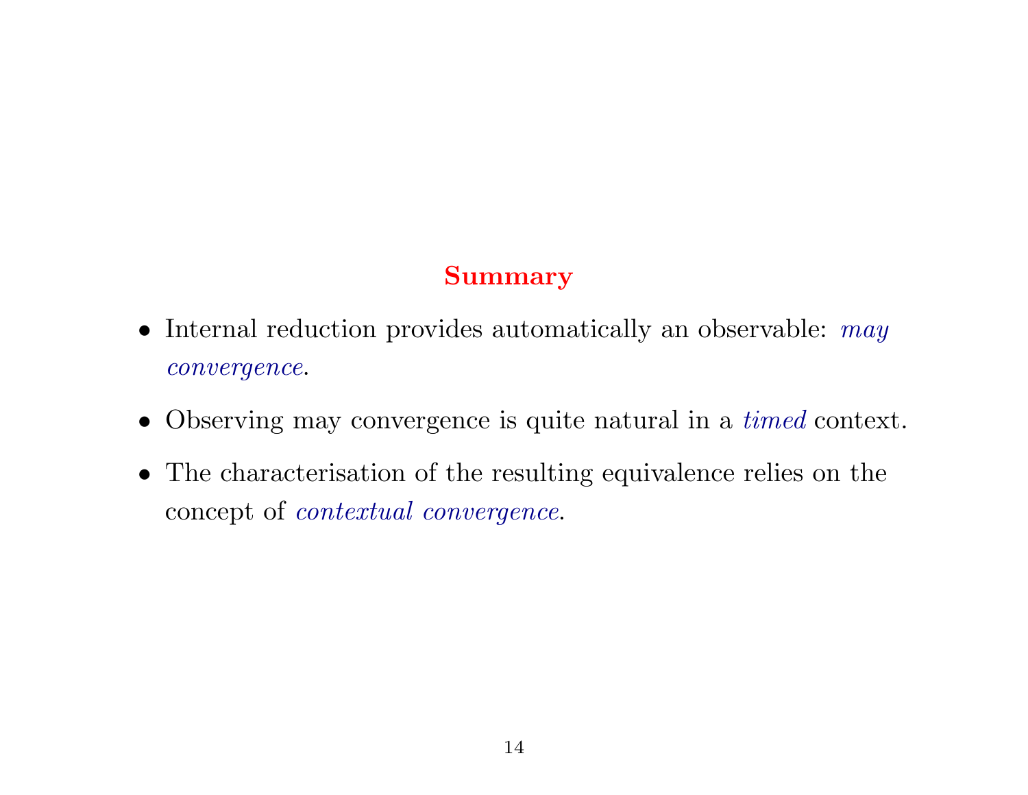## Summary

- Internal reduction provides automatically an observable: *may convergence*.
- Observing may convergence is quite natural in a *timed* context.
- The characterisation of the resulting equivalence relies on the concept of *contextual convergence*.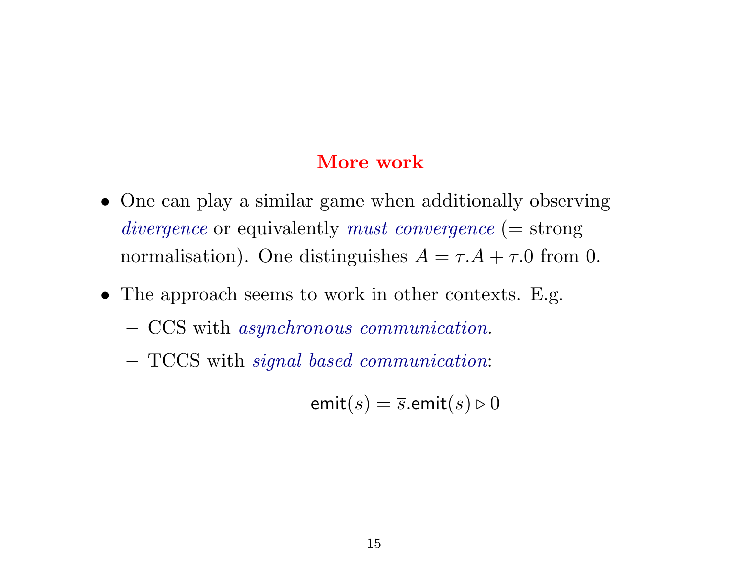## More work

- One can play a similar game when additionally observing *divergence* or equivalently *must convergence* (= strong normalisation). One distinguishes $A = \tau.A + \tau.0$ from 0.

- The approach seems to work in other contexts. E.g.
  - CCS with *asynchronous communication*.
  - TCCS with *signal based communication*:

$$\mathsf{emit}(s) = \overline{s}.\mathsf{emit}(s) \triangleright 0$$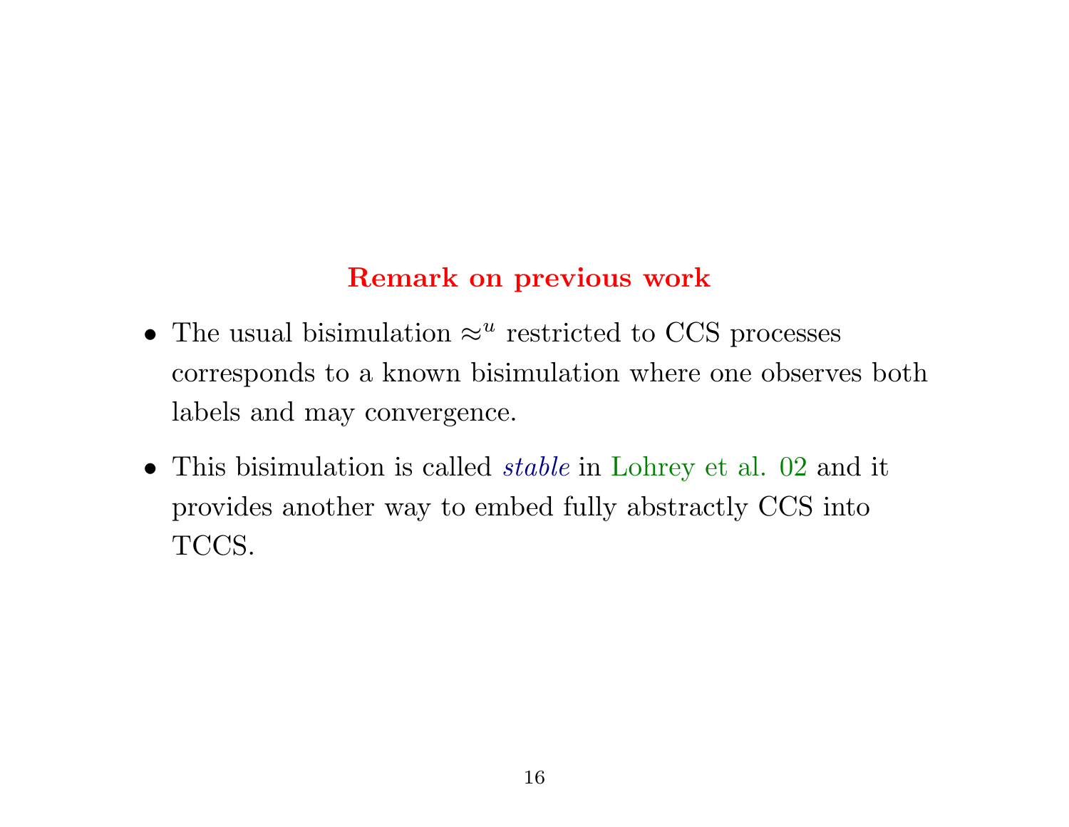## Remark on previous work

- The usual bisimulation $\approx^u$ restricted to CCS processes corresponds to a known bisimulation where one observes both labels and may convergence.
- This bisimulation is called *stable* in Lohrey et al. 02 and it provides another way to embed fully abstractly CCS into TCCS.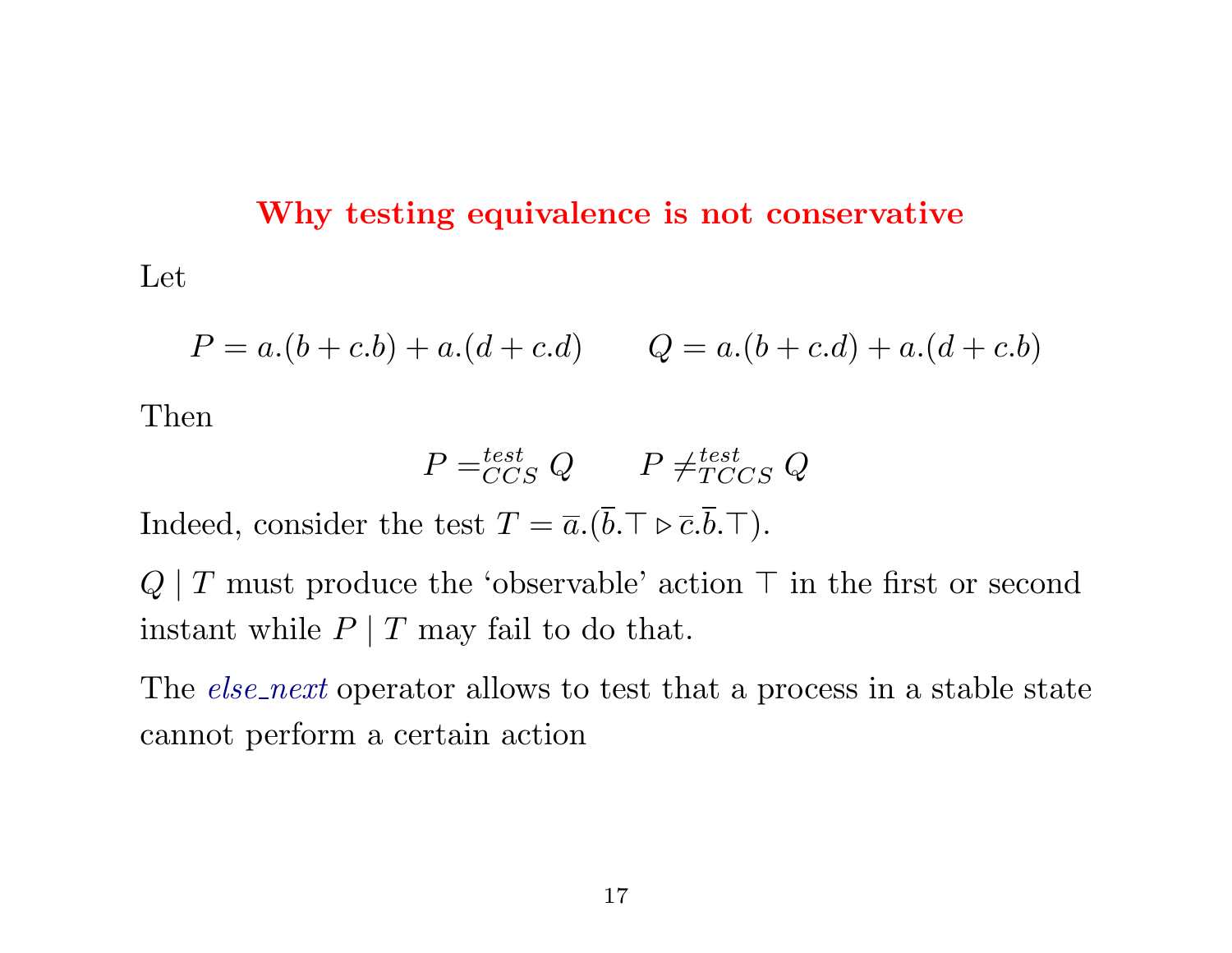# Why testing equivalence is not conservative

Let

$$P = a.(b + c.b) + a.(d + c.d) \qquad Q = a.(b + c.d) + a.(d + c.b)$$

Then

$$P =^{test}_{CCS} Q \qquad P \neq^{test}_{TCCS} Q$$

Indeed, consider the test $T = \overline{a}.(\overline{b}.\top \triangleright \overline{c}.\overline{b}.\top)$.

$Q \mid T$ must produce the 'observable' action $\top$ in the first or second instant while $P \mid T$ may fail to do that.

The *else_next* operator allows to test that a process in a stable state cannot perform a certain action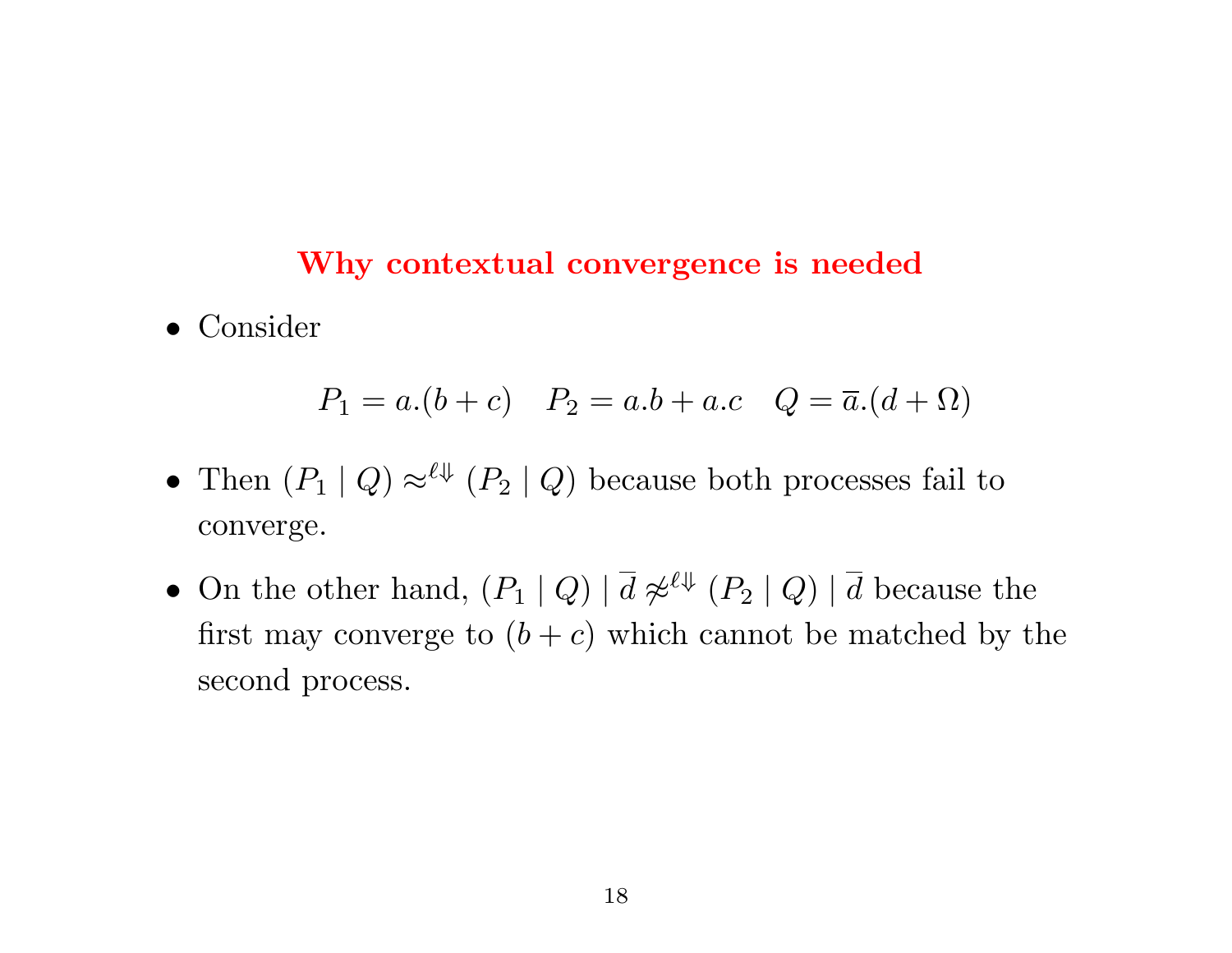## Why contextual convergence is needed

- Consider

$$P_1 = a.(b + c) \quad P_2 = a.b + a.c \quad Q = \overline{a}.(d + \Omega)$$

- Then $(P_1 \mid Q) \approx^{\ell\Downarrow} (P_2 \mid Q)$ because both processes fail to converge.
- On the other hand, $(P_1 \mid Q) \mid \overline{d} \not\approx^{\ell\Downarrow} (P_2 \mid Q) \mid \overline{d}$ because the first may converge to $(b + c)$ which cannot be matched by the second process.